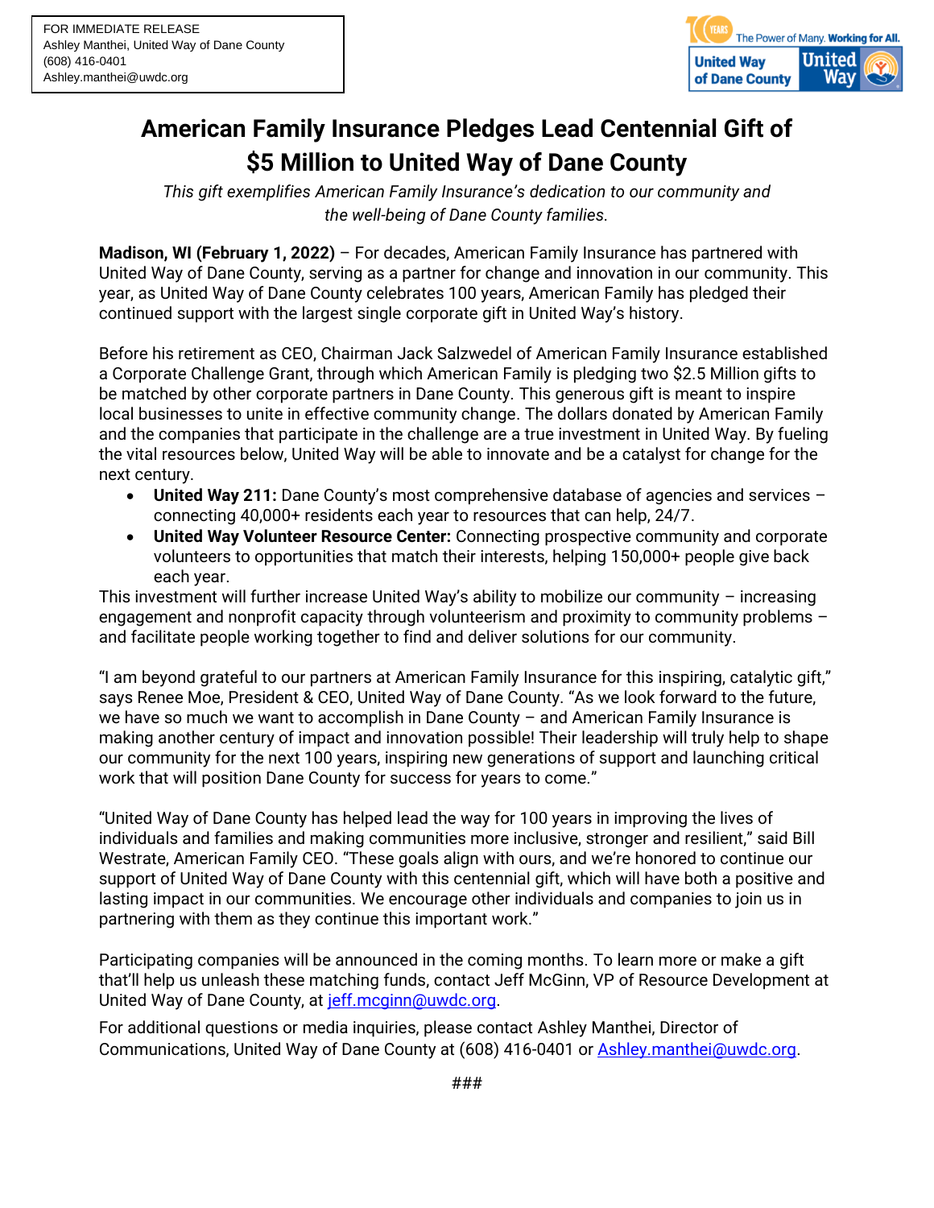FOR IMMEDIATE RELEASE
Ashley Manthei, United Way of Dane County
(608) 416-0401
Ashley.manthei@uwdc.org

# American Family Insurance Pledges Lead Centennial Gift of $5 Million to United Way of Dane County

*This gift exemplifies American Family Insurance's dedication to our community and the well-being of Dane County families.*

**Madison, WI (February 1, 2022)** – For decades, American Family Insurance has partnered with United Way of Dane County, serving as a partner for change and innovation in our community. This year, as United Way of Dane County celebrates 100 years, American Family has pledged their continued support with the largest single corporate gift in United Way's history.

Before his retirement as CEO, Chairman Jack Salzwedel of American Family Insurance established a Corporate Challenge Grant, through which American Family is pledging two $2.5 Million gifts to be matched by other corporate partners in Dane County. This generous gift is meant to inspire local businesses to unite in effective community change. The dollars donated by American Family and the companies that participate in the challenge are a true investment in United Way. By fueling the vital resources below, United Way will be able to innovate and be a catalyst for change for the next century.

- **United Way 211:** Dane County's most comprehensive database of agencies and services – connecting 40,000+ residents each year to resources that can help, 24/7.
- **United Way Volunteer Resource Center:** Connecting prospective community and corporate volunteers to opportunities that match their interests, helping 150,000+ people give back each year.

This investment will further increase United Way's ability to mobilize our community – increasing engagement and nonprofit capacity through volunteerism and proximity to community problems – and facilitate people working together to find and deliver solutions for our community.

"I am beyond grateful to our partners at American Family Insurance for this inspiring, catalytic gift," says Renee Moe, President & CEO, United Way of Dane County. "As we look forward to the future, we have so much we want to accomplish in Dane County – and American Family Insurance is making another century of impact and innovation possible! Their leadership will truly help to shape our community for the next 100 years, inspiring new generations of support and launching critical work that will position Dane County for success for years to come."

"United Way of Dane County has helped lead the way for 100 years in improving the lives of individuals and families and making communities more inclusive, stronger and resilient," said Bill Westrate, American Family CEO. "These goals align with ours, and we're honored to continue our support of United Way of Dane County with this centennial gift, which will have both a positive and lasting impact in our communities. We encourage other individuals and companies to join us in partnering with them as they continue this important work."

Participating companies will be announced in the coming months. To learn more or make a gift that'll help us unleash these matching funds, contact Jeff McGinn, VP of Resource Development at United Way of Dane County, at jeff.mcginn@uwdc.org.

For additional questions or media inquiries, please contact Ashley Manthei, Director of Communications, United Way of Dane County at (608) 416-0401 or Ashley.manthei@uwdc.org.

###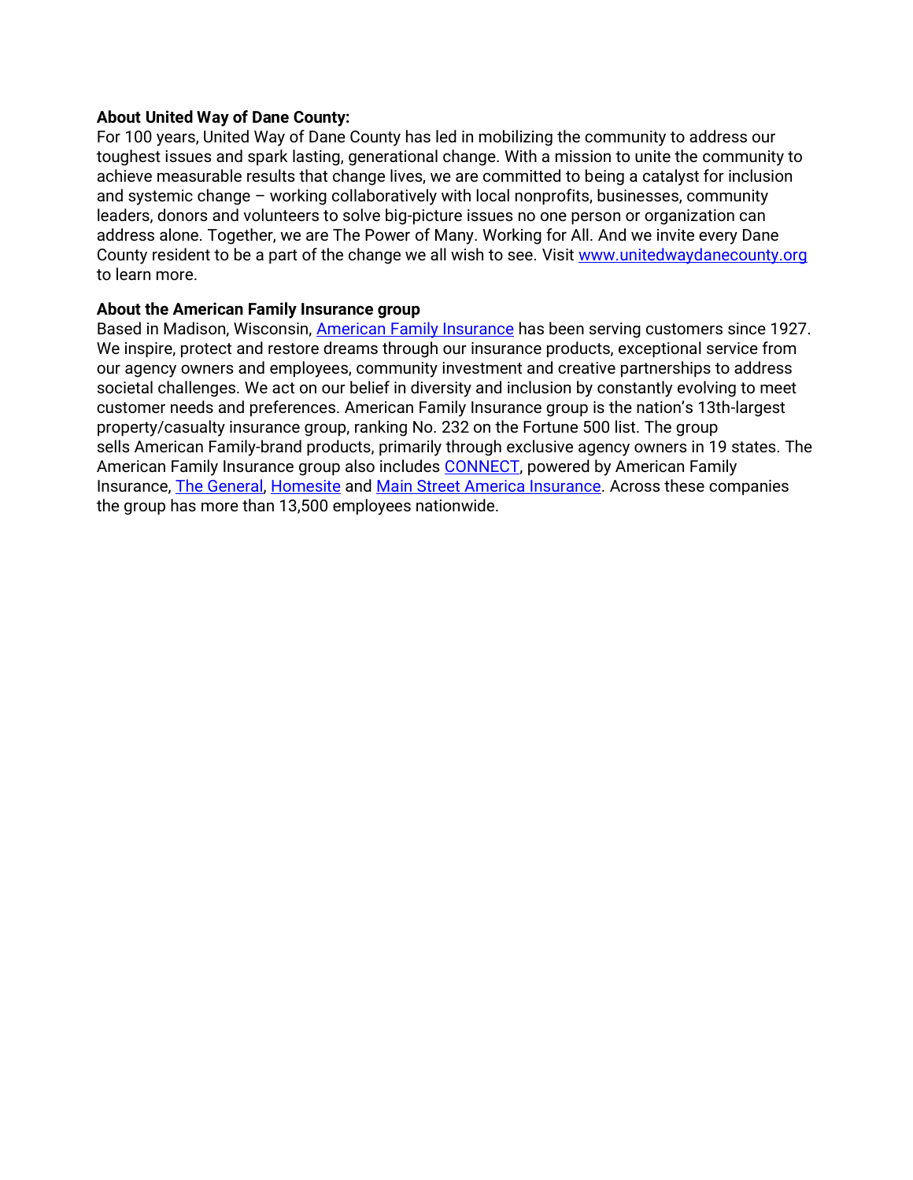**About United Way of Dane County:**

For 100 years, United Way of Dane County has led in mobilizing the community to address our toughest issues and spark lasting, generational change. With a mission to unite the community to achieve measurable results that change lives, we are committed to being a catalyst for inclusion and systemic change – working collaboratively with local nonprofits, businesses, community leaders, donors and volunteers to solve big-picture issues no one person or organization can address alone. Together, we are The Power of Many. Working for All. And we invite every Dane County resident to be a part of the change we all wish to see. Visit [www.unitedwaydanecounty.org](http://www.unitedwaydanecounty.org) to learn more.

**About the American Family Insurance group**

Based in Madison, Wisconsin, [American Family Insurance](#) has been serving customers since 1927. We inspire, protect and restore dreams through our insurance products, exceptional service from our agency owners and employees, community investment and creative partnerships to address societal challenges. We act on our belief in diversity and inclusion by constantly evolving to meet customer needs and preferences. American Family Insurance group is the nation's 13th-largest property/casualty insurance group, ranking No. 232 on the Fortune 500 list. The group sells American Family-brand products, primarily through exclusive agency owners in 19 states. The American Family Insurance group also includes [CONNECT](#), powered by American Family Insurance, [The General](#), [Homesite](#) and [Main Street America Insurance](#). Across these companies the group has more than 13,500 employees nationwide.